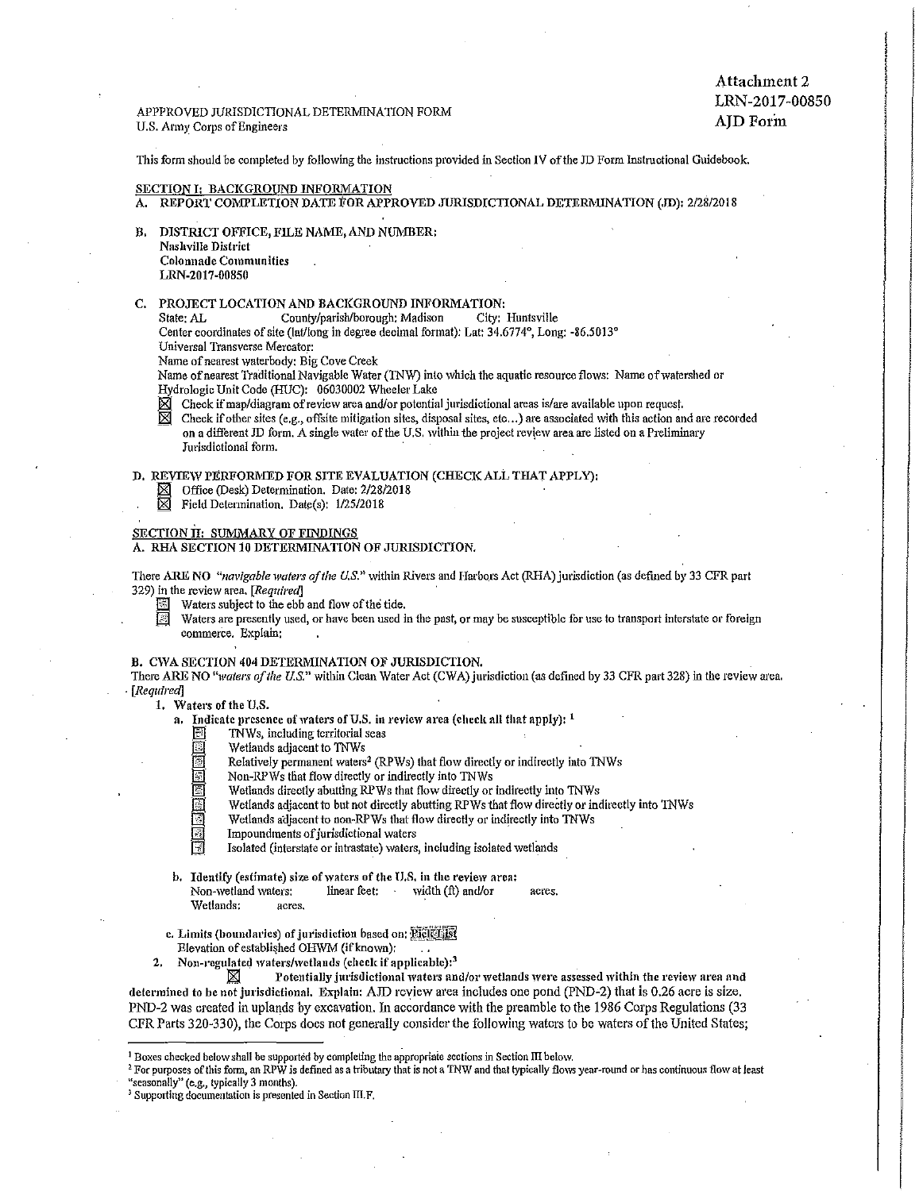Attachment 2
LRN-2017-00850
AJD Form

APPPROVED JURISDICTIONAL DETERMINATION FORM
U.S. Army Corps of Engineers

This form should be completed by following the instructions provided in Section IV of the JD Form Instructional Guidebook.

## SECTION I: BACKGROUND INFORMATION

**A. REPORT COMPLETION DATE FOR APPROVED JURISDICTIONAL DETERMINATION (JD):** 2/28/2018

**B. DISTRICT OFFICE, FILE NAME, AND NUMBER:**
**Nashville District**
**Colonnade Communities**
**LRN-2017-00850**

**C. PROJECT LOCATION AND BACKGROUND INFORMATION:**
State: AL County/parish/borough: Madison City: Huntsville
Center coordinates of site (lat/long in degree decimal format): Lat: 34.6774°, Long: -86.5013°
Universal Transverse Mercator:
Name of nearest waterbody: Big Cove Creek
Name of nearest Traditional Navigable Water (TNW) into which the aquatic resource flows: Name of watershed or Hydrologic Unit Code (HUC): 06030002 Wheeler Lake

- ☒ Check if map/diagram of review area and/or potential jurisdictional areas is/are available upon request.
- ☒ Check if other sites (e.g., offsite mitigation sites, disposal sites, etc...) are associated with this action and are recorded on a different JD form. A single water of the U.S. within the project review area are listed on a Preliminary Jurisdictional form.

**D. REVIEW PERFORMED FOR SITE EVALUATION (CHECK ALL THAT APPLY):**

- ☒ Office (Desk) Determination. Date: 2/28/2018
- ☒ Field Determination. Date(s): 1/25/2018

## SECTION II: SUMMARY OF FINDINGS

**A. RHA SECTION 10 DETERMINATION OF JURISDICTION.**

There ARE NO *"navigable waters of the U.S."* within Rivers and Harbors Act (RHA) jurisdiction (as defined by 33 CFR part 329) in the review area. *[Required]*

- ☐ Waters subject to the ebb and flow of the tide.
- ☐ Waters are presently used, or have been used in the past, or may be susceptible for use to transport interstate or foreign commerce. Explain:

**B. CWA SECTION 404 DETERMINATION OF JURISDICTION.**

There ARE NO *"waters of the U.S."* within Clean Water Act (CWA) jurisdiction (as defined by 33 CFR part 328) in the review area. *[Required]*

1. **Waters of the U.S.**
   a. **Indicate presence of waters of U.S. in review area (check all that apply):** [1]
      - ☐ TNWs, including territorial seas
      - ☐ Wetlands adjacent to TNWs
      - ☐ Relatively permanent waters[2] (RPWs) that flow directly or indirectly into TNWs
      - ☐ Non-RPWs that flow directly or indirectly into TNWs
      - ☐ Wetlands directly abutting RPWs that flow directly or indirectly into TNWs
      - ☐ Wetlands adjacent to but not directly abutting RPWs that flow directly or indirectly into TNWs
      - ☐ Wetlands adjacent to non-RPWs that flow directly or indirectly into TNWs
      - ☐ Impoundments of jurisdictional waters
      - ☐ Isolated (interstate or intrastate) waters, including isolated wetlands

   b. **Identify (estimate) size of waters of the U.S. in the review area:**
      Non-wetland waters: linear feet: width (ft) and/or acres.
      Wetlands: acres.

   c. **Limits (boundaries) of jurisdiction based on:** Pick List
      Elevation of established OHWM (if known):

2. **Non-regulated waters/wetlands (check if applicable):**[3]
   ☒ **Potentially jurisdictional waters and/or wetlands were assessed within the review area and determined to be not jurisdictional. Explain:** AJD review area includes one pond (PND-2) that is 0.26 acre is size. PND-2 was created in uplands by excavation. In accordance with the preamble to the 1986 Corps Regulations (33 CFR Parts 320-330), the Corps does not generally consider the following waters to be waters of the United States;

---

[1] Boxes checked below shall be supported by completing the appropriate sections in Section III below.
[2] For purposes of this form, an RPW is defined as a tributary that is not a TNW and that typically flows year-round or has continuous flow at least "seasonally" (e.g., typically 3 months).
[3] Supporting documentation is presented in Section III.F.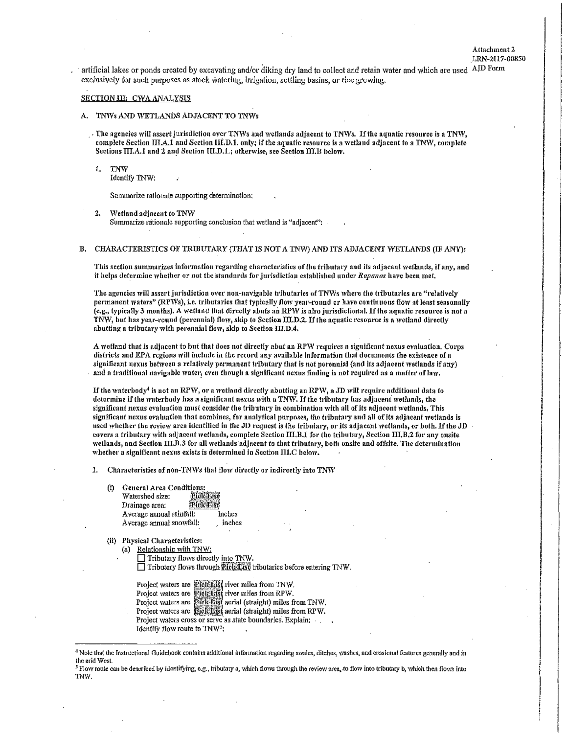artificial lakes or ponds created by excavating and/or diking dry land to collect and retain water and which are used exclusively for such purposes as stock watering, irrigation, settling basins, or rice growing.

## SECTION III: CWA ANALYSIS

### A. TNWs AND WETLANDS ADJACENT TO TNWs

**The agencies will assert jurisdiction over TNWs and wetlands adjacent to TNWs. If the aquatic resource is a TNW, complete Section III.A.1 and Section III.D.1. only; if the aquatic resource is a wetland adjacent to a TNW, complete Sections III.A.1 and 2 and Section III.D.1.; otherwise, see Section III.B below.**

1. **TNW**
   Identify TNW:

   Summarize rationale supporting determination:

2. **Wetland adjacent to TNW**
   Summarize rationale supporting conclusion that wetland is "adjacent":

### B. CHARACTERISTICS OF TRIBUTARY (THAT IS NOT A TNW) AND ITS ADJACENT WETLANDS (IF ANY):

**This section summarizes information regarding characteristics of the tributary and its adjacent wetlands, if any, and it helps determine whether or not the standards for jurisdiction established under *Rapanos* have been met.**

**The agencies will assert jurisdiction over non-navigable tributaries of TNWs where the tributaries are "relatively permanent waters" (RPWs), i.e. tributaries that typically flow year-round or have continuous flow at least seasonally (e.g., typically 3 months). A wetland that directly abuts an RPW is also jurisdictional. If the aquatic resource is not a TNW, but has year-round (perennial) flow, skip to Section III.D.2. If the aquatic resource is a wetland directly abutting a tributary with perennial flow, skip to Section III.D.4.**

**A wetland that is adjacent to but that does not directly abut an RPW requires a significant nexus evaluation. Corps districts and EPA regions will include in the record any available information that documents the existence of a significant nexus between a relatively permanent tributary that is not perennial (and its adjacent wetlands if any) and a traditional navigable water, even though a significant nexus finding is not required as a matter of law.**

**If the waterbody[4] is not an RPW, or a wetland directly abutting an RPW, a JD will require additional data to determine if the waterbody has a significant nexus with a TNW. If the tributary has adjacent wetlands, the significant nexus evaluation must consider the tributary in combination with all of its adjacent wetlands. This significant nexus evaluation that combines, for analytical purposes, the tributary and all of its adjacent wetlands is used whether the review area identified in the JD request is the tributary, or its adjacent wetlands, or both. If the JD covers a tributary with adjacent wetlands, complete Section III.B.1 for the tributary, Section III.B.2 for any onsite wetlands, and Section III.B.3 for all wetlands adjacent to that tributary, both onsite and offsite. The determination whether a significant nexus exists is determined in Section III.C below.**

1. Characteristics of non-TNWs that flow directly or indirectly into TNW

   (i) **General Area Conditions:**
   Watershed size: Pick List
   Drainage area: Pick List
   Average annual rainfall: inches
   Average annual snowfall: inches

   (ii) **Physical Characteristics:**
   (a) Relationship with TNW:
   ☐ Tributary flows directly into TNW.
   ☐ Tributary flows through Pick List tributaries before entering TNW.

   Project waters are Pick List river miles from TNW.
   Project waters are Pick List river miles from RPW.
   Project waters are Pick List aerial (straight) miles from TNW.
   Project waters are Pick List aerial (straight) miles from RPW.
   Project waters cross or serve as state boundaries. Explain:
   Identify flow route to TNW[5]:

---

[4] Note that the Instructional Guidebook contains additional information regarding swales, ditches, washes, and erosional features generally and in the arid West.

[5] Flow route can be described by identifying, e.g., tributary a, which flows through the review area, to flow into tributary b, which then flows into TNW.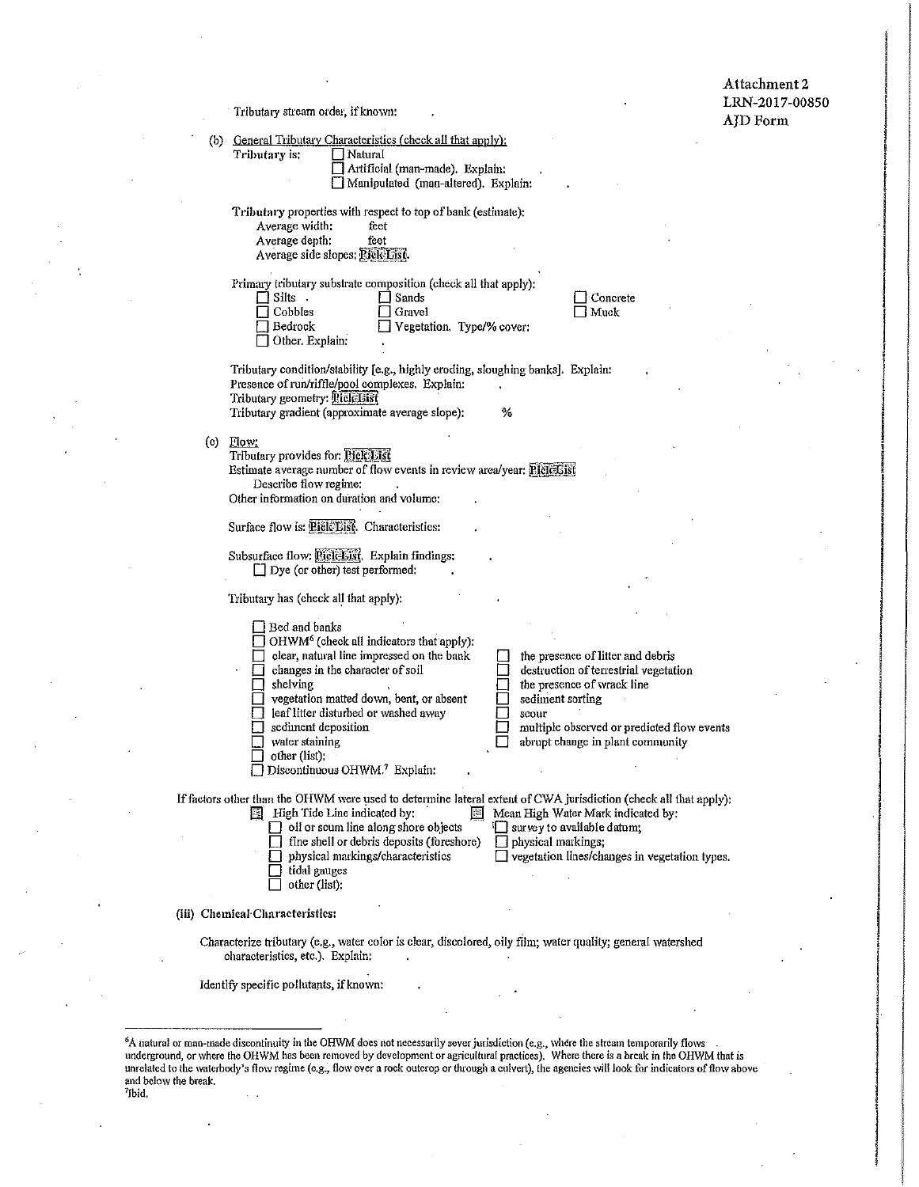Tributary stream order, if known:

(b) General Tributary Characteristics (check all that apply):

Tributary is:
- ☐ Natural
- ☐ Artificial (man-made). Explain:
- ☐ Manipulated (man-altered). Explain:

Tributary properties with respect to top of bank (estimate):
- Average width: feet
- Average depth: feet
- Average side slopes: Pick List.

Primary tributary substrate composition (check all that apply):
- ☐ Silts
- ☐ Sands
- ☐ Concrete
- ☐ Cobbles
- ☐ Gravel
- ☐ Muck
- ☐ Bedrock
- ☐ Vegetation. Type/% cover:
- ☐ Other. Explain:

Tributary condition/stability [e.g., highly eroding, sloughing banks]. Explain:
Presence of run/riffle/pool complexes. Explain:
Tributary geometry: Pick List
Tributary gradient (approximate average slope): %

(c) Flow:

Tributary provides for: Pick List
Estimate average number of flow events in review area/year: Pick List
Describe flow regime:
Other information on duration and volume:

Surface flow is: Pick List. Characteristics:

Subsurface flow: Pick List. Explain findings:
- ☐ Dye (or other) test performed:

Tributary has (check all that apply):

- ☐ Bed and banks
- ☐ OHWM[6] (check all indicators that apply):
  - ☐ clear, natural line impressed on the bank
  - ☐ changes in the character of soil
  - ☐ shelving
  - ☐ vegetation matted down, bent, or absent
  - ☐ leaf litter disturbed or washed away
  - ☐ sediment deposition
  - ☐ water staining
  - ☐ other (list):
  - ☐ the presence of litter and debris
  - ☐ destruction of terrestrial vegetation
  - ☐ the presence of wrack line
  - ☐ sediment sorting
  - ☐ scour
  - ☐ multiple observed or predicted flow events
  - ☐ abrupt change in plant community
- ☐ Discontinuous OHWM.[7] Explain:

If factors other than the OHWM were used to determine lateral extent of CWA jurisdiction (check all that apply):
- ☐ High Tide Line indicated by:
  - ☐ oil or scum line along shore objects
  - ☐ fine shell or debris deposits (foreshore)
  - ☐ physical markings/characteristics
  - ☐ tidal gauges
  - ☐ other (list):
- ☐ Mean High Water Mark indicated by:
  - ☐ survey to available datum;
  - ☐ physical markings;
  - ☐ vegetation lines/changes in vegetation types.

(iii) Chemical Characteristics:

Characterize tributary (e.g., water color is clear, discolored, oily film; water quality; general watershed characteristics, etc.). Explain:

Identify specific pollutants, if known:

---

[6] A natural or man-made discontinuity in the OHWM does not necessarily sever jurisdiction (e.g., where the stream temporarily flows underground, or where the OHWM has been removed by development or agricultural practices). Where there is a break in the OHWM that is unrelated to the waterbody's flow regime (e.g., flow over a rock outcrop or through a culvert), the agencies will look for indicators of flow above and below the break.

[7] Ibid.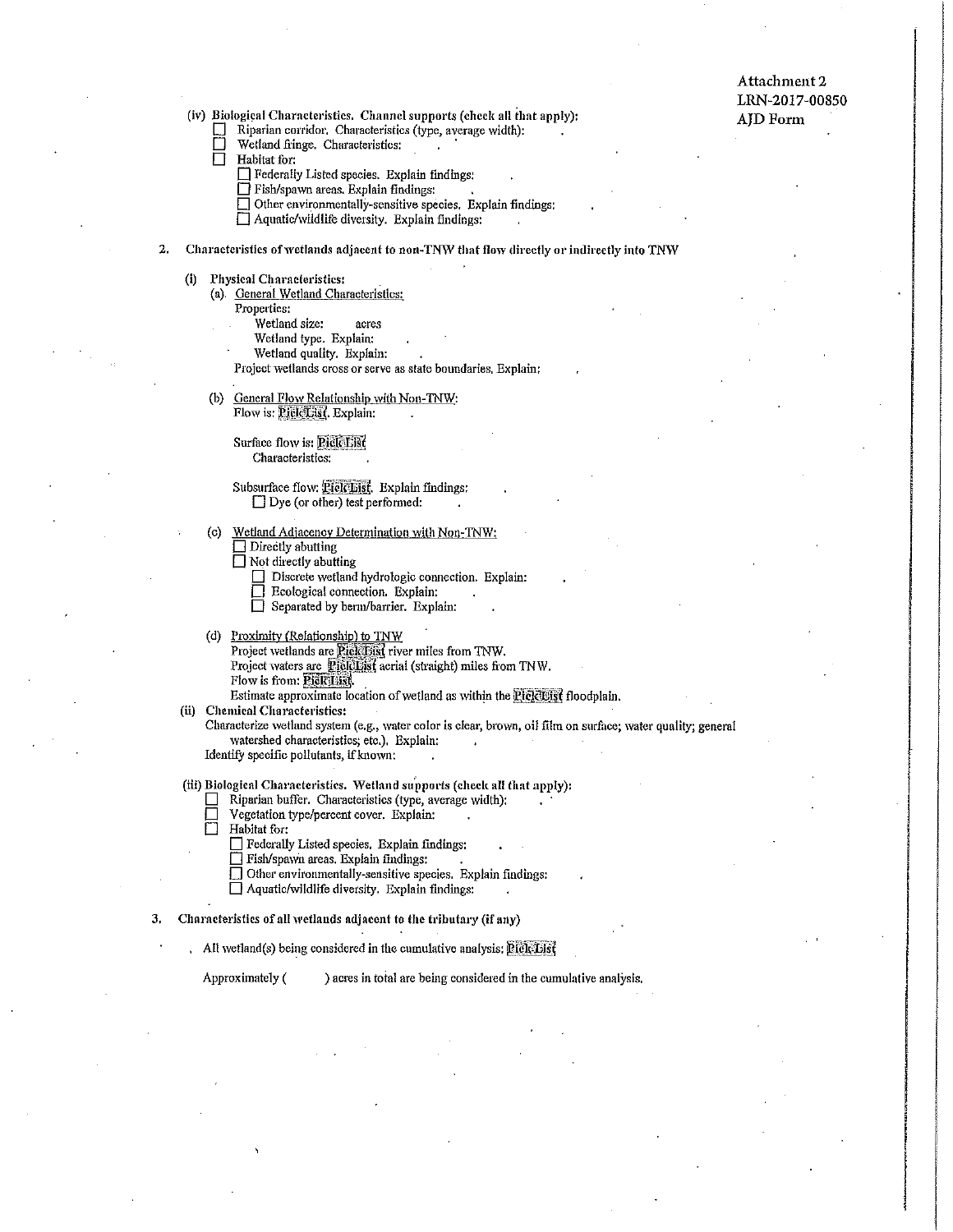Attachment 2
LRN-2017-00850
AJD Form

(iv) **Biological Characteristics. Channel supports (check all that apply):**

- ☐ Riparian corridor. Characteristics (type, average width):
- ☐ Wetland fringe. Characteristics:
- ☐ Habitat for:
  - ☐ Federally Listed species. Explain findings:
  - ☐ Fish/spawn areas. Explain findings:
  - ☐ Other environmentally-sensitive species. Explain findings:
  - ☐ Aquatic/wildlife diversity. Explain findings:

**2. Characteristics of wetlands adjacent to non-TNW that flow directly or indirectly into TNW**

(i) **Physical Characteristics:**

(a). General Wetland Characteristics:

Properties:

Wetland size: acres

Wetland type. Explain:

Wetland quality. Explain:

Project wetlands cross or serve as state boundaries. Explain:

(b) General Flow Relationship with Non-TNW:

Flow is: Pick List. Explain:

Surface flow is: Pick List

Characteristics:

Subsurface flow: Pick List. Explain findings:

☐ Dye (or other) test performed:

(c) Wetland Adjacency Determination with Non-TNW:

- ☐ Directly abutting
- ☐ Not directly abutting
  - ☐ Discrete wetland hydrologic connection. Explain:
  - ☐ Ecological connection. Explain:
  - ☐ Separated by berm/barrier. Explain:

(d) Proximity (Relationship) to TNW

Project wetlands are Pick List river miles from TNW.

Project waters are Pick List aerial (straight) miles from TNW.

Flow is from: Pick List.

Estimate approximate location of wetland as within the Pick List floodplain.

(ii) **Chemical Characteristics:**

Characterize wetland system (e.g., water color is clear, brown, oil film on surface; water quality; general watershed characteristics; etc.). Explain:

Identify specific pollutants, if known:

(iii) **Biological Characteristics. Wetland supports (check all that apply):**

- ☐ Riparian buffer. Characteristics (type, average width):
- ☐ Vegetation type/percent cover. Explain:
- ☐ Habitat for:
  - ☐ Federally Listed species. Explain findings:
  - ☐ Fish/spawn areas. Explain findings:
  - ☐ Other environmentally-sensitive species. Explain findings:
  - ☐ Aquatic/wildlife diversity. Explain findings:

**3. Characteristics of all wetlands adjacent to the tributary (if any)**

All wetland(s) being considered in the cumulative analysis: Pick List

Approximately (        ) acres in total are being considered in the cumulative analysis.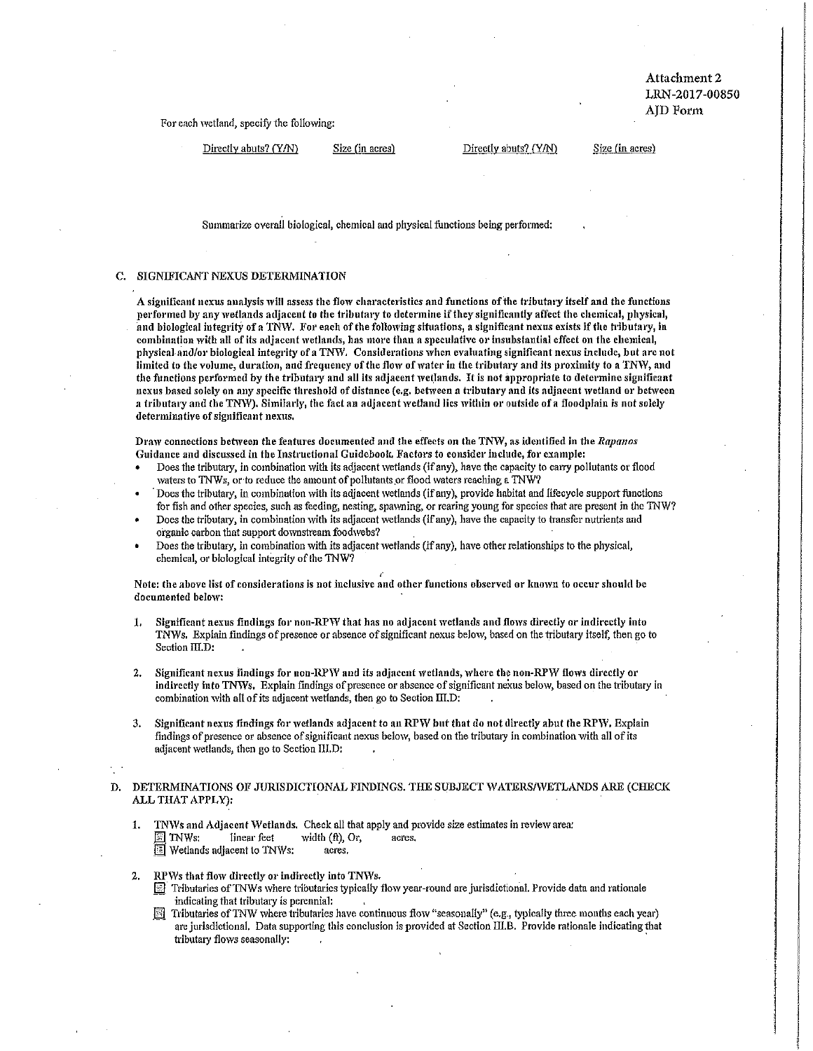Attachment 2
LRN-2017-00850
AJD Form

For each wetland, specify the following:

| Directly abuts? (Y/N) | Size (in acres) | Directly abuts? (Y/N) | Size (in acres) |
|---|---|---|---|

Summarize overall biological, chemical and physical functions being performed:

## C. SIGNIFICANT NEXUS DETERMINATION

**A significant nexus analysis will assess the flow characteristics and functions of the tributary itself and the functions performed by any wetlands adjacent to the tributary to determine if they significantly affect the chemical, physical, and biological integrity of a TNW. For each of the following situations, a significant nexus exists if the tributary, in combination with all of its adjacent wetlands, has more than a speculative or insubstantial effect on the chemical, physical and/or biological integrity of a TNW. Considerations when evaluating significant nexus include, but are not limited to the volume, duration, and frequency of the flow of water in the tributary and its proximity to a TNW, and the functions performed by the tributary and all its adjacent wetlands. It is not appropriate to determine significant nexus based solely on any specific threshold of distance (e.g. between a tributary and its adjacent wetland or between a tributary and the TNW). Similarly, the fact an adjacent wetland lies within or outside of a floodplain is not solely determinative of significant nexus.**

**Draw connections between the features documented and the effects on the TNW, as identified in the *Rapanos* Guidance and discussed in the Instructional Guidebook. Factors to consider include, for example:**

- Does the tributary, in combination with its adjacent wetlands (if any), have the capacity to carry pollutants or flood waters to TNWs, or to reduce the amount of pollutants or flood waters reaching a TNW?
- Does the tributary, in combination with its adjacent wetlands (if any), provide habitat and lifecycle support functions for fish and other species, such as feeding, nesting, spawning, or rearing young for species that are present in the TNW?
- Does the tributary, in combination with its adjacent wetlands (if any), have the capacity to transfer nutrients and organic carbon that support downstream foodwebs?
- Does the tributary, in combination with its adjacent wetlands (if any), have other relationships to the physical, chemical, or biological integrity of the TNW?

**Note: the above list of considerations is not inclusive and other functions observed or known to occur should be documented below:**

1. **Significant nexus findings for non-RPW that has no adjacent wetlands and flows directly or indirectly into TNWs.** Explain findings of presence or absence of significant nexus below, based on the tributary itself, then go to Section III.D: .

2. **Significant nexus findings for non-RPW and its adjacent wetlands, where the non-RPW flows directly or indirectly into TNWs.** Explain findings of presence or absence of significant nexus below, based on the tributary in combination with all of its adjacent wetlands, then go to Section III.D: .

3. **Significant nexus findings for wetlands adjacent to an RPW but that do not directly abut the RPW.** Explain findings of presence or absence of significant nexus below, based on the tributary in combination with all of its adjacent wetlands, then go to Section III.D: .

## D. DETERMINATIONS OF JURISDICTIONAL FINDINGS. THE SUBJECT WATERS/WETLANDS ARE (CHECK ALL THAT APPLY):

1. TNWs and Adjacent Wetlands. Check all that apply and provide size estimates in review area:
   - ☐ TNWs: linear feet width (ft), Or, acres.
   - ☐ Wetlands adjacent to TNWs: acres.

2. RPWs that flow directly or indirectly into TNWs.
   - ☐ Tributaries of TNWs where tributaries typically flow year-round are jurisdictional. Provide data and rationale indicating that tributary is perennial: .
   - ☐ Tributaries of TNW where tributaries have continuous flow "seasonally" (e.g., typically three months each year) are jurisdictional. Data supporting this conclusion is provided at Section III.B. Provide rationale indicating that tributary flows seasonally: .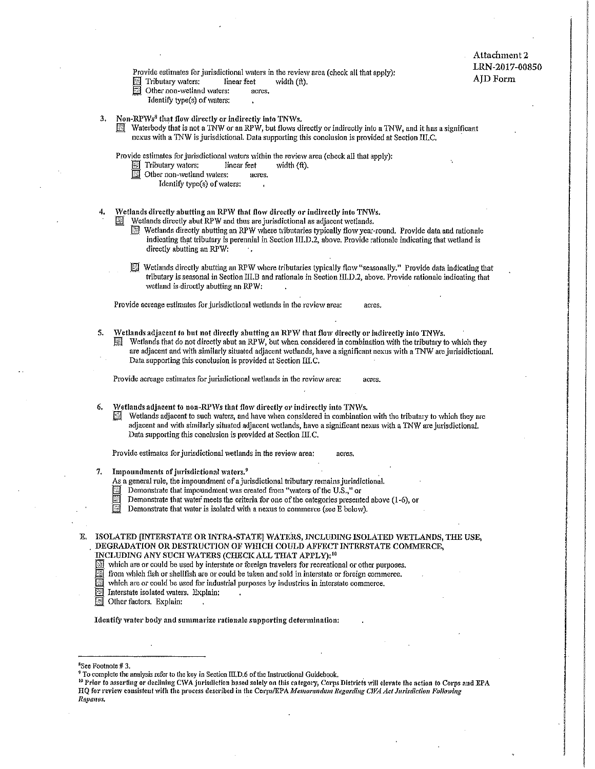Attachment 2
LRN-2017-00850
AJD Form

Provide estimates for jurisdictional waters in the review area (check all that apply):
- ☐ Tributary waters: linear feet width (ft).
- ☐ Other non-wetland waters: acres.
  Identify type(s) of waters: .

3. **Non-RPWs[8] that flow directly or indirectly into TNWs.**
   - ☐ Waterbody that is not a TNW or an RPW, but flows directly or indirectly into a TNW, and it has a significant nexus with a TNW is jurisdictional. Data supporting this conclusion is provided at Section III.C.

   Provide estimates for jurisdictional waters within the review area (check all that apply):
   - ☐ Tributary waters: linear feet width (ft).
   - ☐ Other non-wetland waters: acres.
     Identify type(s) of waters: .

4. **Wetlands directly abutting an RPW that flow directly or indirectly into TNWs.**
   - ☐ Wetlands directly abut RPW and thus are jurisdictional as adjacent wetlands.
     - ☐ Wetlands directly abutting an RPW where tributaries typically flow year-round. Provide data and rationale indicating that tributary is perennial in Section III.D.2, above. Provide rationale indicating that wetland is directly abutting an RPW: .
     - ☐ Wetlands directly abutting an RPW where tributaries typically flow "seasonally." Provide data indicating that tributary is seasonal in Section III.B and rationale in Section III.D.2, above. Provide rationale indicating that wetland is directly abutting an RPW: .

   Provide acreage estimates for jurisdictional wetlands in the review area: acres.

5. **Wetlands adjacent to but not directly abutting an RPW that flow directly or indirectly into TNWs.**
   - ☐ Wetlands that do not directly abut an RPW, but when considered in combination with the tributary to which they are adjacent and with similarly situated adjacent wetlands, have a significant nexus with a TNW are jurisdictional. Data supporting this conclusion is provided at Section III.C.

   Provide acreage estimates for jurisdictional wetlands in the review area: acres.

6. **Wetlands adjacent to non-RPWs that flow directly or indirectly into TNWs.**
   - ☐ Wetlands adjacent to such waters, and have when considered in combination with the tributary to which they are adjacent and with similarly situated adjacent wetlands, have a significant nexus with a TNW are jurisdictional. Data supporting this conclusion is provided at Section III.C.

   Provide estimates for jurisdictional wetlands in the review area: acres.

7. **Impoundments of jurisdictional waters.[9]**
   As a general rule, the impoundment of a jurisdictional tributary remains jurisdictional.
   - ☐ Demonstrate that impoundment was created from "waters of the U.S.," or
   - ☐ Demonstrate that water meets the criteria for one of the categories presented above (1-6), or
   - ☐ Demonstrate that water is isolated with a nexus to commerce (see E below).

E. ISOLATED [INTERSTATE OR INTRA-STATE] WATERS, INCLUDING ISOLATED WETLANDS, THE USE, DEGRADATION OR DESTRUCTION OF WHICH COULD AFFECT INTERSTATE COMMERCE, INCLUDING ANY SUCH WATERS (CHECK ALL THAT APPLY):[10]
- ☐ which are or could be used by interstate or foreign travelers for recreational or other purposes.
- ☐ from which fish or shellfish are or could be taken and sold in interstate or foreign commerce.
- ☐ which are or could be used for industrial purposes by industries in interstate commerce.
- ☐ Interstate isolated waters. Explain: .
- ☐ Other factors. Explain: .

**Identify water body and summarize rationale supporting determination:** .

---

[8] See Footnote # 3.
[9] To complete the analysis refer to the key in Section III.D.6 of the Instructional Guidebook.
[10] **Prior to asserting or declining CWA jurisdiction based solely on this category, Corps Districts will elevate the action to Corps and EPA HQ for review consistent with the process described in the Corps/EPA** ***Memorandum Regarding CWA Act Jurisdiction Following Rapanos.***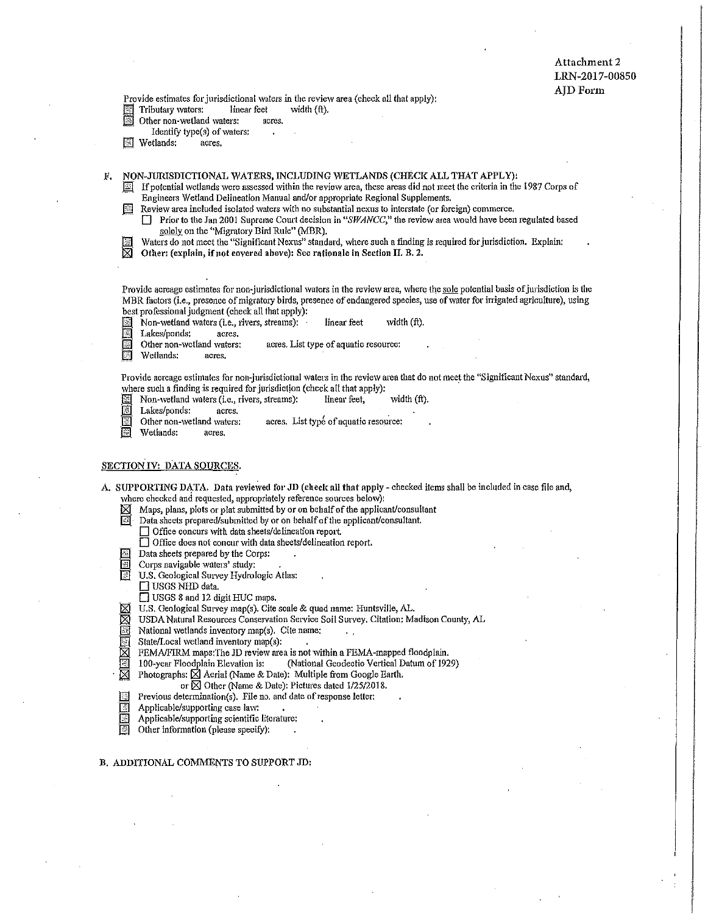Attachment 2
LRN-2017-00850
AJD Form

Provide estimates for jurisdictional waters in the review area (check all that apply):

- ☐ Tributary waters: linear feet width (ft).
- ☐ Other non-wetland waters: acres.
  Identify type(s) of waters: .
- ☐ Wetlands: acres.

F. NON-JURISDICTIONAL WATERS, INCLUDING WETLANDS (CHECK ALL THAT APPLY):

- ☐ If potential wetlands were assessed within the review area, these areas did not meet the criteria in the 1987 Corps of Engineers Wetland Delineation Manual and/or appropriate Regional Supplements.
- ☐ Review area included isolated waters with no substantial nexus to interstate (or foreign) commerce.
  - ☐ Prior to the Jan 2001 Supreme Court decision in "*SWANCC*," the review area would have been regulated based solely on the "Migratory Bird Rule" (MBR).
- ☐ Waters do not meet the "Significant Nexus" standard, where such a finding is required for jurisdiction. Explain: .
- ☒ **Other: (explain, if not covered above): See rationale in Section II. B. 2.**

Provide acreage estimates for non-jurisdictional waters in the review area, where the sole potential basis of jurisdiction is the MBR factors (i.e., presence of migratory birds, presence of endangered species, use of water for irrigated agriculture), using best professional judgment (check all that apply):

- ☐ Non-wetland waters (i.e., rivers, streams): linear feet width (ft).
- ☐ Lakes/ponds: acres.
- ☐ Other non-wetland waters: acres. List type of aquatic resource: .
- ☐ Wetlands: acres.

Provide acreage estimates for non-jurisdictional waters in the review area that do not meet the "Significant Nexus" standard, where such a finding is required for jurisdiction (check all that apply):

- ☐ Non-wetland waters (i.e., rivers, streams): linear feet, width (ft).
- ☐ Lakes/ponds: acres.
- ☐ Other non-wetland waters: acres. List type of aquatic resource: .
- ☐ Wetlands: acres.

## SECTION IV: DATA SOURCES.

A. SUPPORTING DATA. Data reviewed for JD (check all that apply - checked items shall be included in case file and, where checked and requested, appropriately reference sources below):

- ☒ Maps, plans, plots or plat submitted by or on behalf of the applicant/consultant
- ☐ Data sheets prepared/submitted by or on behalf of the applicant/consultant.
  - ☐ Office concurs with data sheets/delineation report.
  - ☐ Office does not concur with data sheets/delineation report.
- ☐ Data sheets prepared by the Corps: .
- ☐ Corps navigable waters' study: .
- ☐ U.S. Geological Survey Hydrologic Atlas: .
  - ☐ USGS NHD data.
  - ☐ USGS 8 and 12 digit HUC maps.
- ☒ U.S. Geological Survey map(s). Cite scale & quad name: Huntsville, AL.
- ☒ USDA Natural Resources Conservation Service Soil Survey. Citation: Madison County, AL
- ☐ National wetlands inventory map(s). Cite name: .
- ☐ State/Local wetland inventory map(s): .
- ☒ FEMA/FIRM maps:The JD review area is not within a FEMA-mapped floodplain.
- ☐ 100-year Floodplain Elevation is: (National Geodectic Vertical Datum of 1929)
- ☒ Photographs: ☒ Aerial (Name & Date): Multiple from Google Earth.
  or ☒ Other (Name & Date): Pictures dated 1/25/2018.
- ☐ Previous determination(s). File no. and date of response letter: .
- ☐ Applicable/supporting case law: .
- ☐ Applicable/supporting scientific literature: .
- ☐ Other information (please specify): .

B. ADDITIONAL COMMENTS TO SUPPORT JD: